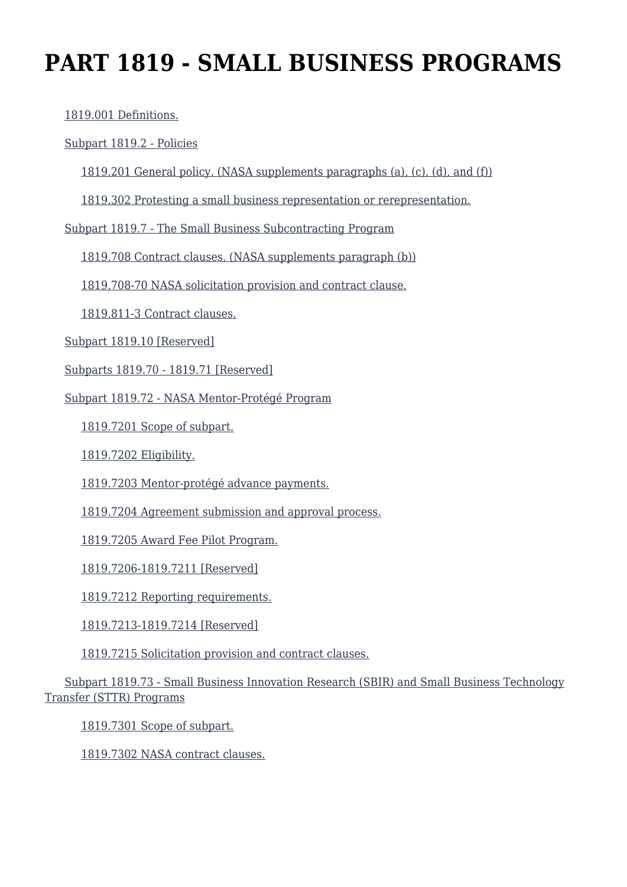# PART 1819 - SMALL BUSINESS PROGRAMS

- 1819.001 Definitions.
- Subpart 1819.2 - Policies
  - 1819.201 General policy. (NASA supplements paragraphs (a), (c), (d), and (f))
  - 1819.302 Protesting a small business representation or rerepresentation.
- Subpart 1819.7 - The Small Business Subcontracting Program
  - 1819.708 Contract clauses. (NASA supplements paragraph (b))
  - 1819.708-70 NASA solicitation provision and contract clause.
  - 1819.811-3 Contract clauses.
- Subpart 1819.10 [Reserved]
- Subparts 1819.70 - 1819.71 [Reserved]
- Subpart 1819.72 - NASA Mentor-Protégé Program
  - 1819.7201 Scope of subpart.
  - 1819.7202 Eligibility.
  - 1819.7203 Mentor-protégé advance payments.
  - 1819.7204 Agreement submission and approval process.
  - 1819.7205 Award Fee Pilot Program.
  - 1819.7206-1819.7211 [Reserved]
  - 1819.7212 Reporting requirements.
  - 1819.7213-1819.7214 [Reserved]
  - 1819.7215 Solicitation provision and contract clauses.
- Subpart 1819.73 - Small Business Innovation Research (SBIR) and Small Business Technology Transfer (STTR) Programs
  - 1819.7301 Scope of subpart.
  - 1819.7302 NASA contract clauses.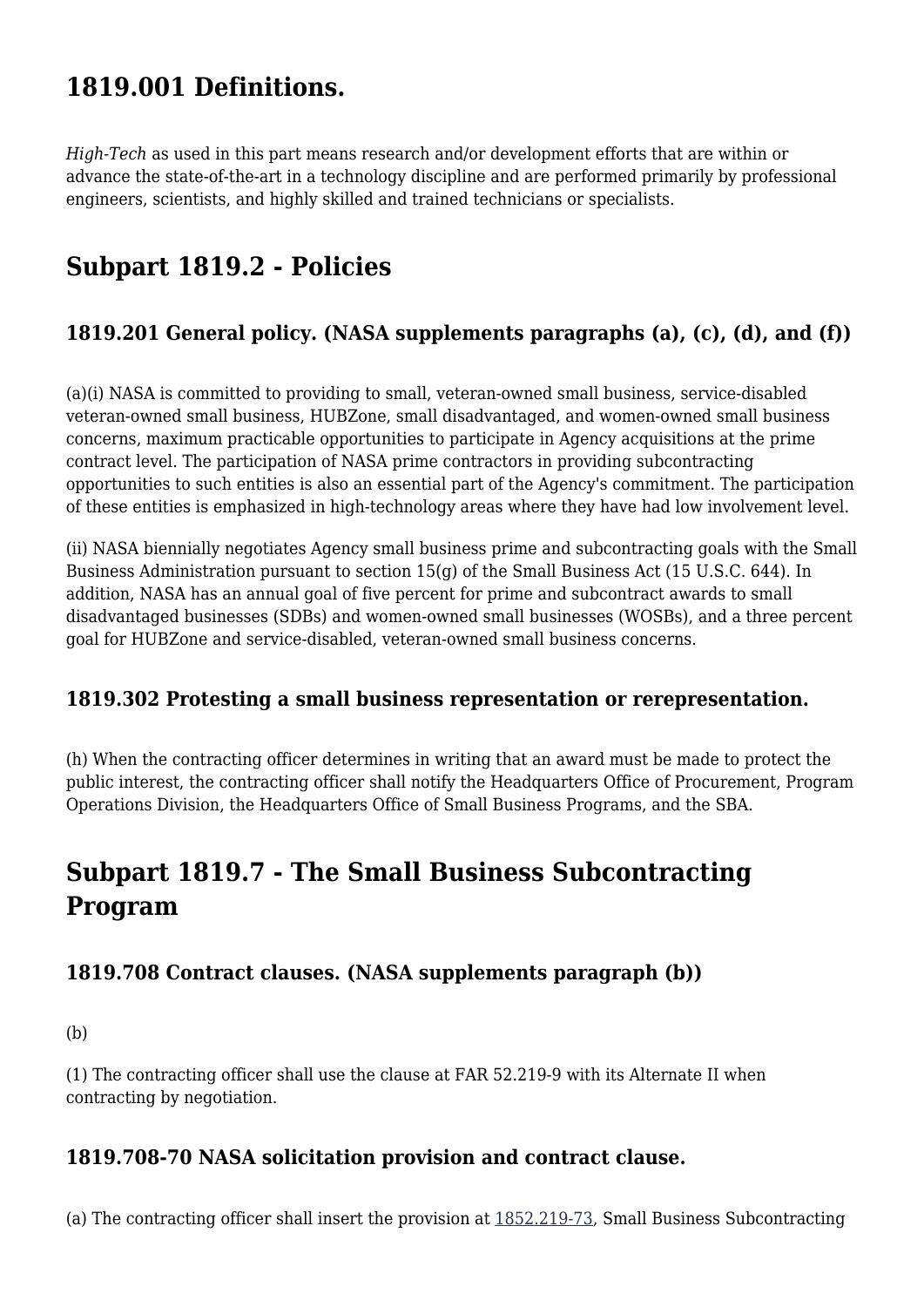## 1819.001 Definitions.

*High-Tech* as used in this part means research and/or development efforts that are within or advance the state-of-the-art in a technology discipline and are performed primarily by professional engineers, scientists, and highly skilled and trained technicians or specialists.

## Subpart 1819.2 - Policies

### 1819.201 General policy. (NASA supplements paragraphs (a), (c), (d), and (f))

(a)(i) NASA is committed to providing to small, veteran-owned small business, service-disabled veteran-owned small business, HUBZone, small disadvantaged, and women-owned small business concerns, maximum practicable opportunities to participate in Agency acquisitions at the prime contract level. The participation of NASA prime contractors in providing subcontracting opportunities to such entities is also an essential part of the Agency's commitment. The participation of these entities is emphasized in high-technology areas where they have had low involvement level.

(ii) NASA biennially negotiates Agency small business prime and subcontracting goals with the Small Business Administration pursuant to section 15(g) of the Small Business Act (15 U.S.C. 644). In addition, NASA has an annual goal of five percent for prime and subcontract awards to small disadvantaged businesses (SDBs) and women-owned small businesses (WOSBs), and a three percent goal for HUBZone and service-disabled, veteran-owned small business concerns.

### 1819.302 Protesting a small business representation or rerepresentation.

(h) When the contracting officer determines in writing that an award must be made to protect the public interest, the contracting officer shall notify the Headquarters Office of Procurement, Program Operations Division, the Headquarters Office of Small Business Programs, and the SBA.

## Subpart 1819.7 - The Small Business Subcontracting Program

### 1819.708 Contract clauses. (NASA supplements paragraph (b))

(b)

(1) The contracting officer shall use the clause at FAR 52.219-9 with its Alternate II when contracting by negotiation.

### 1819.708-70 NASA solicitation provision and contract clause.

(a) The contracting officer shall insert the provision at 1852.219-73, Small Business Subcontracting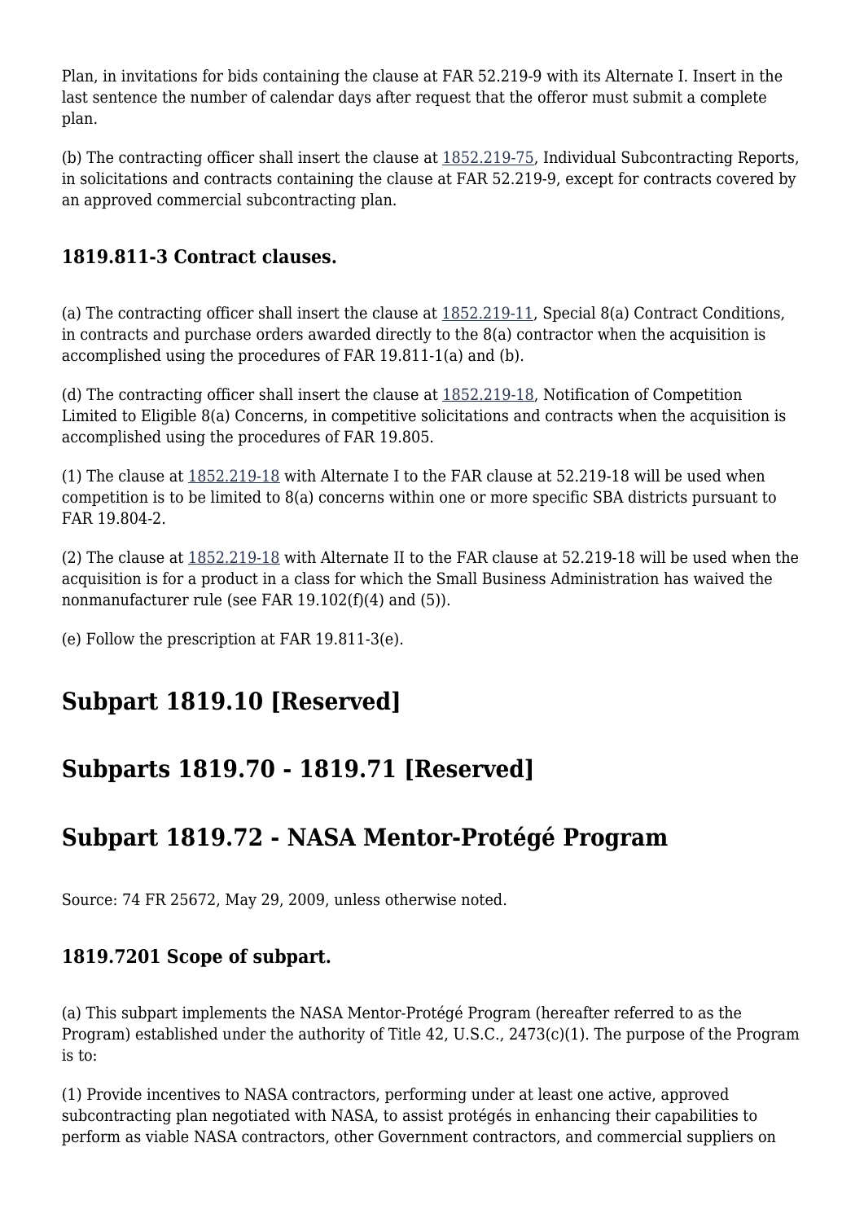Plan, in invitations for bids containing the clause at FAR 52.219-9 with its Alternate I. Insert in the last sentence the number of calendar days after request that the offeror must submit a complete plan.

(b) The contracting officer shall insert the clause at 1852.219-75, Individual Subcontracting Reports, in solicitations and contracts containing the clause at FAR 52.219-9, except for contracts covered by an approved commercial subcontracting plan.

### 1819.811-3 Contract clauses.

(a) The contracting officer shall insert the clause at 1852.219-11, Special 8(a) Contract Conditions, in contracts and purchase orders awarded directly to the 8(a) contractor when the acquisition is accomplished using the procedures of FAR 19.811-1(a) and (b).

(d) The contracting officer shall insert the clause at 1852.219-18, Notification of Competition Limited to Eligible 8(a) Concerns, in competitive solicitations and contracts when the acquisition is accomplished using the procedures of FAR 19.805.

(1) The clause at 1852.219-18 with Alternate I to the FAR clause at 52.219-18 will be used when competition is to be limited to 8(a) concerns within one or more specific SBA districts pursuant to FAR 19.804-2.

(2) The clause at 1852.219-18 with Alternate II to the FAR clause at 52.219-18 will be used when the acquisition is for a product in a class for which the Small Business Administration has waived the nonmanufacturer rule (see FAR 19.102(f)(4) and (5)).

(e) Follow the prescription at FAR 19.811-3(e).

## Subpart 1819.10 [Reserved]

## Subparts 1819.70 - 1819.71 [Reserved]

## Subpart 1819.72 - NASA Mentor-Protégé Program

Source: 74 FR 25672, May 29, 2009, unless otherwise noted.

### 1819.7201 Scope of subpart.

(a) This subpart implements the NASA Mentor-Protégé Program (hereafter referred to as the Program) established under the authority of Title 42, U.S.C., 2473(c)(1). The purpose of the Program is to:

(1) Provide incentives to NASA contractors, performing under at least one active, approved subcontracting plan negotiated with NASA, to assist protégés in enhancing their capabilities to perform as viable NASA contractors, other Government contractors, and commercial suppliers on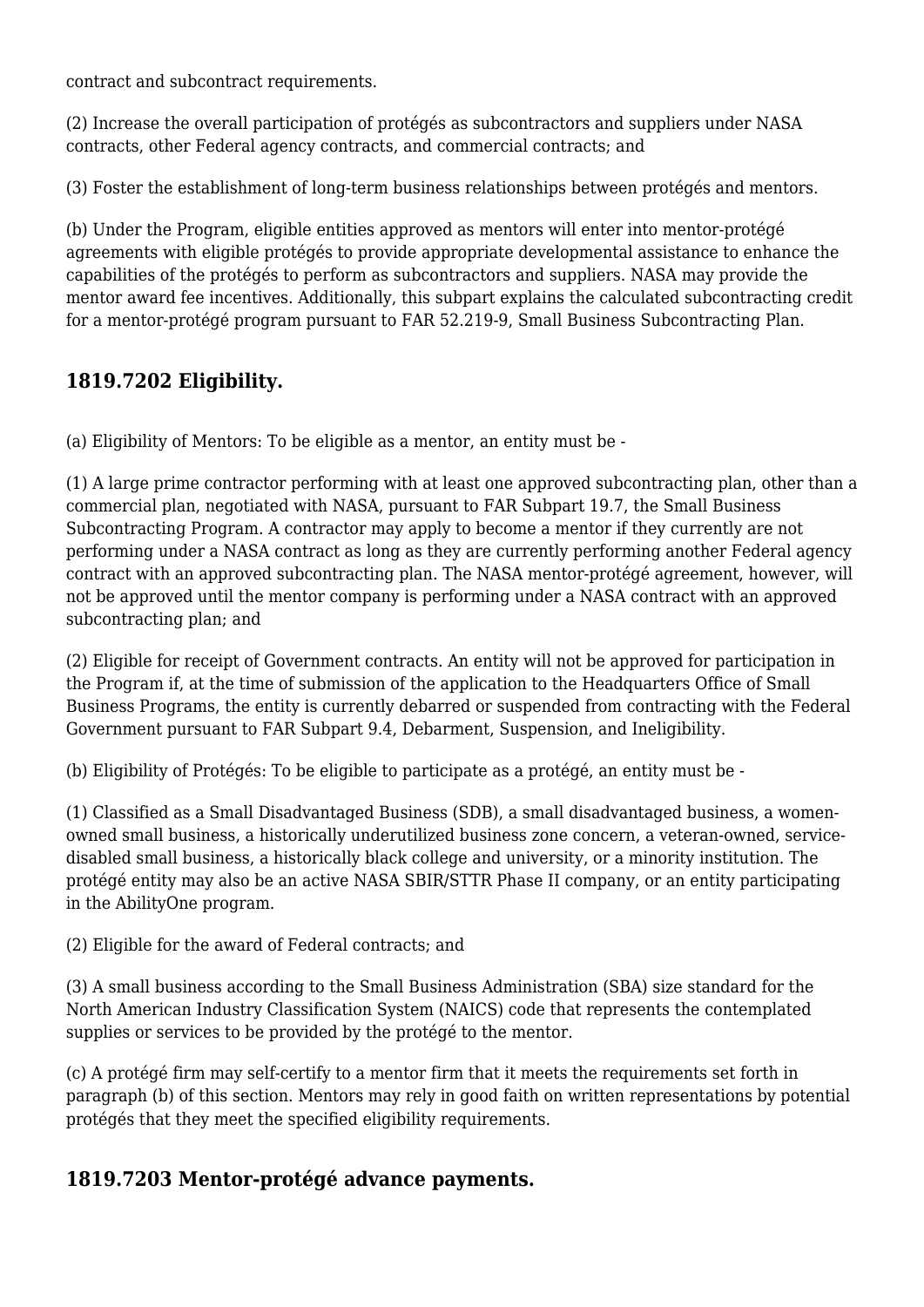contract and subcontract requirements.

(2) Increase the overall participation of protégés as subcontractors and suppliers under NASA contracts, other Federal agency contracts, and commercial contracts; and

(3) Foster the establishment of long-term business relationships between protégés and mentors.

(b) Under the Program, eligible entities approved as mentors will enter into mentor-protégé agreements with eligible protégés to provide appropriate developmental assistance to enhance the capabilities of the protégés to perform as subcontractors and suppliers. NASA may provide the mentor award fee incentives. Additionally, this subpart explains the calculated subcontracting credit for a mentor-protégé program pursuant to FAR 52.219-9, Small Business Subcontracting Plan.

## 1819.7202 Eligibility.

(a) Eligibility of Mentors: To be eligible as a mentor, an entity must be -

(1) A large prime contractor performing with at least one approved subcontracting plan, other than a commercial plan, negotiated with NASA, pursuant to FAR Subpart 19.7, the Small Business Subcontracting Program. A contractor may apply to become a mentor if they currently are not performing under a NASA contract as long as they are currently performing another Federal agency contract with an approved subcontracting plan. The NASA mentor-protégé agreement, however, will not be approved until the mentor company is performing under a NASA contract with an approved subcontracting plan; and

(2) Eligible for receipt of Government contracts. An entity will not be approved for participation in the Program if, at the time of submission of the application to the Headquarters Office of Small Business Programs, the entity is currently debarred or suspended from contracting with the Federal Government pursuant to FAR Subpart 9.4, Debarment, Suspension, and Ineligibility.

(b) Eligibility of Protégés: To be eligible to participate as a protégé, an entity must be -

(1) Classified as a Small Disadvantaged Business (SDB), a small disadvantaged business, a women-owned small business, a historically underutilized business zone concern, a veteran-owned, service-disabled small business, a historically black college and university, or a minority institution. The protégé entity may also be an active NASA SBIR/STTR Phase II company, or an entity participating in the AbilityOne program.

(2) Eligible for the award of Federal contracts; and

(3) A small business according to the Small Business Administration (SBA) size standard for the North American Industry Classification System (NAICS) code that represents the contemplated supplies or services to be provided by the protégé to the mentor.

(c) A protégé firm may self-certify to a mentor firm that it meets the requirements set forth in paragraph (b) of this section. Mentors may rely in good faith on written representations by potential protégés that they meet the specified eligibility requirements.

## 1819.7203 Mentor-protégé advance payments.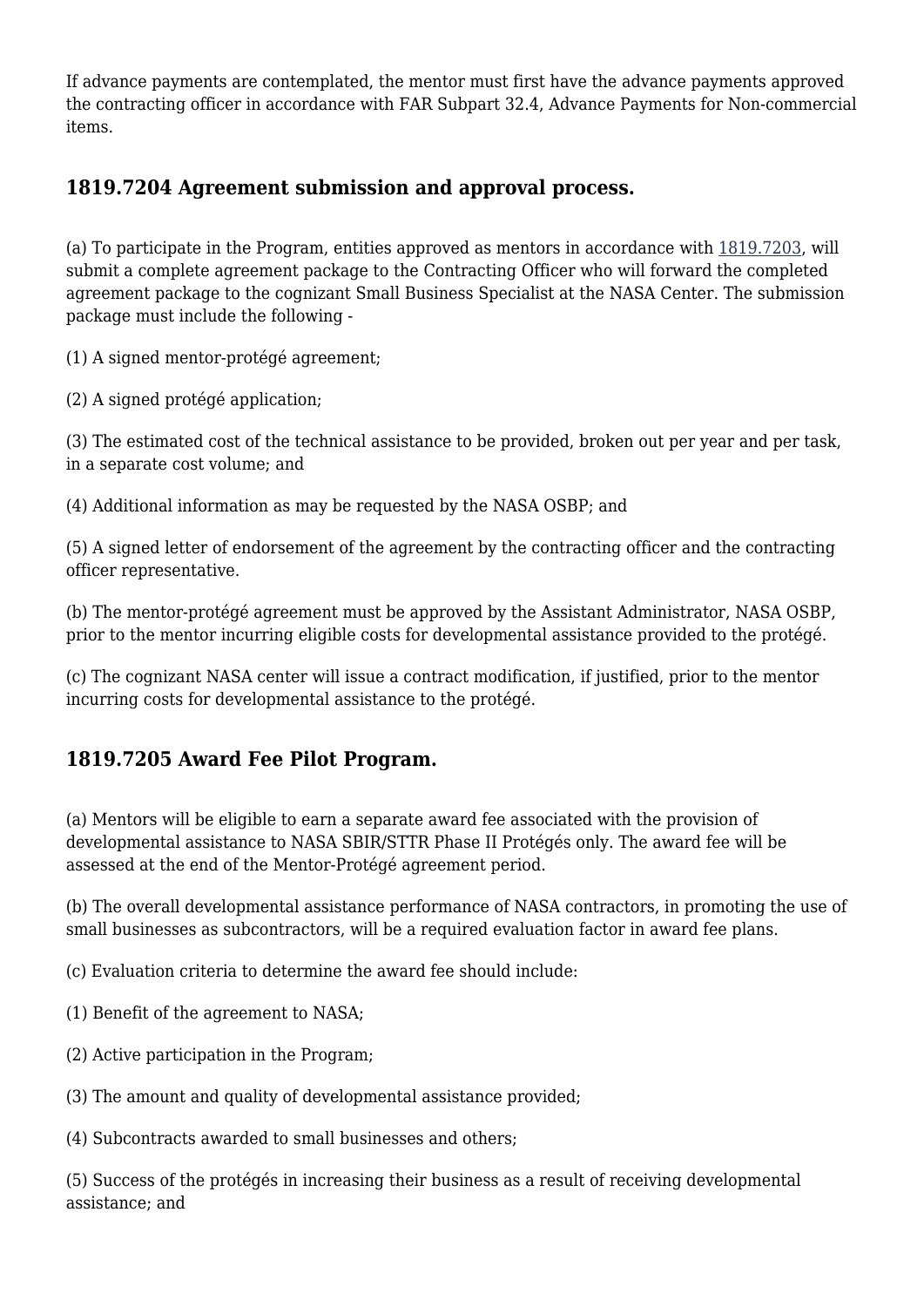If advance payments are contemplated, the mentor must first have the advance payments approved the contracting officer in accordance with FAR Subpart 32.4, Advance Payments for Non-commercial items.

## 1819.7204 Agreement submission and approval process.

(a) To participate in the Program, entities approved as mentors in accordance with 1819.7203, will submit a complete agreement package to the Contracting Officer who will forward the completed agreement package to the cognizant Small Business Specialist at the NASA Center. The submission package must include the following -

(1) A signed mentor-protégé agreement;

(2) A signed protégé application;

(3) The estimated cost of the technical assistance to be provided, broken out per year and per task, in a separate cost volume; and

(4) Additional information as may be requested by the NASA OSBP; and

(5) A signed letter of endorsement of the agreement by the contracting officer and the contracting officer representative.

(b) The mentor-protégé agreement must be approved by the Assistant Administrator, NASA OSBP, prior to the mentor incurring eligible costs for developmental assistance provided to the protégé.

(c) The cognizant NASA center will issue a contract modification, if justified, prior to the mentor incurring costs for developmental assistance to the protégé.

## 1819.7205 Award Fee Pilot Program.

(a) Mentors will be eligible to earn a separate award fee associated with the provision of developmental assistance to NASA SBIR/STTR Phase II Protégés only. The award fee will be assessed at the end of the Mentor-Protégé agreement period.

(b) The overall developmental assistance performance of NASA contractors, in promoting the use of small businesses as subcontractors, will be a required evaluation factor in award fee plans.

(c) Evaluation criteria to determine the award fee should include:

(1) Benefit of the agreement to NASA;

(2) Active participation in the Program;

(3) The amount and quality of developmental assistance provided;

(4) Subcontracts awarded to small businesses and others;

(5) Success of the protégés in increasing their business as a result of receiving developmental assistance; and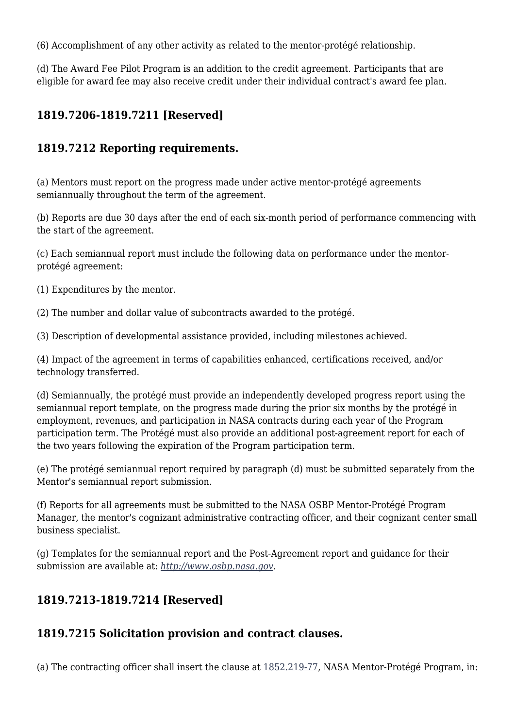(6) Accomplishment of any other activity as related to the mentor-protégé relationship.

(d) The Award Fee Pilot Program is an addition to the credit agreement. Participants that are eligible for award fee may also receive credit under their individual contract's award fee plan.

## 1819.7206-1819.7211 [Reserved]

## 1819.7212 Reporting requirements.

(a) Mentors must report on the progress made under active mentor-protégé agreements semiannually throughout the term of the agreement.

(b) Reports are due 30 days after the end of each six-month period of performance commencing with the start of the agreement.

(c) Each semiannual report must include the following data on performance under the mentor-protégé agreement:

(1) Expenditures by the mentor.

(2) The number and dollar value of subcontracts awarded to the protégé.

(3) Description of developmental assistance provided, including milestones achieved.

(4) Impact of the agreement in terms of capabilities enhanced, certifications received, and/or technology transferred.

(d) Semiannually, the protégé must provide an independently developed progress report using the semiannual report template, on the progress made during the prior six months by the protégé in employment, revenues, and participation in NASA contracts during each year of the Program participation term. The Protégé must also provide an additional post-agreement report for each of the two years following the expiration of the Program participation term.

(e) The protégé semiannual report required by paragraph (d) must be submitted separately from the Mentor's semiannual report submission.

(f) Reports for all agreements must be submitted to the NASA OSBP Mentor-Protégé Program Manager, the mentor's cognizant administrative contracting officer, and their cognizant center small business specialist.

(g) Templates for the semiannual report and the Post-Agreement report and guidance for their submission are available at: *http://www.osbp.nasa.gov*.

## 1819.7213-1819.7214 [Reserved]

## 1819.7215 Solicitation provision and contract clauses.

(a) The contracting officer shall insert the clause at 1852.219-77, NASA Mentor-Protégé Program, in: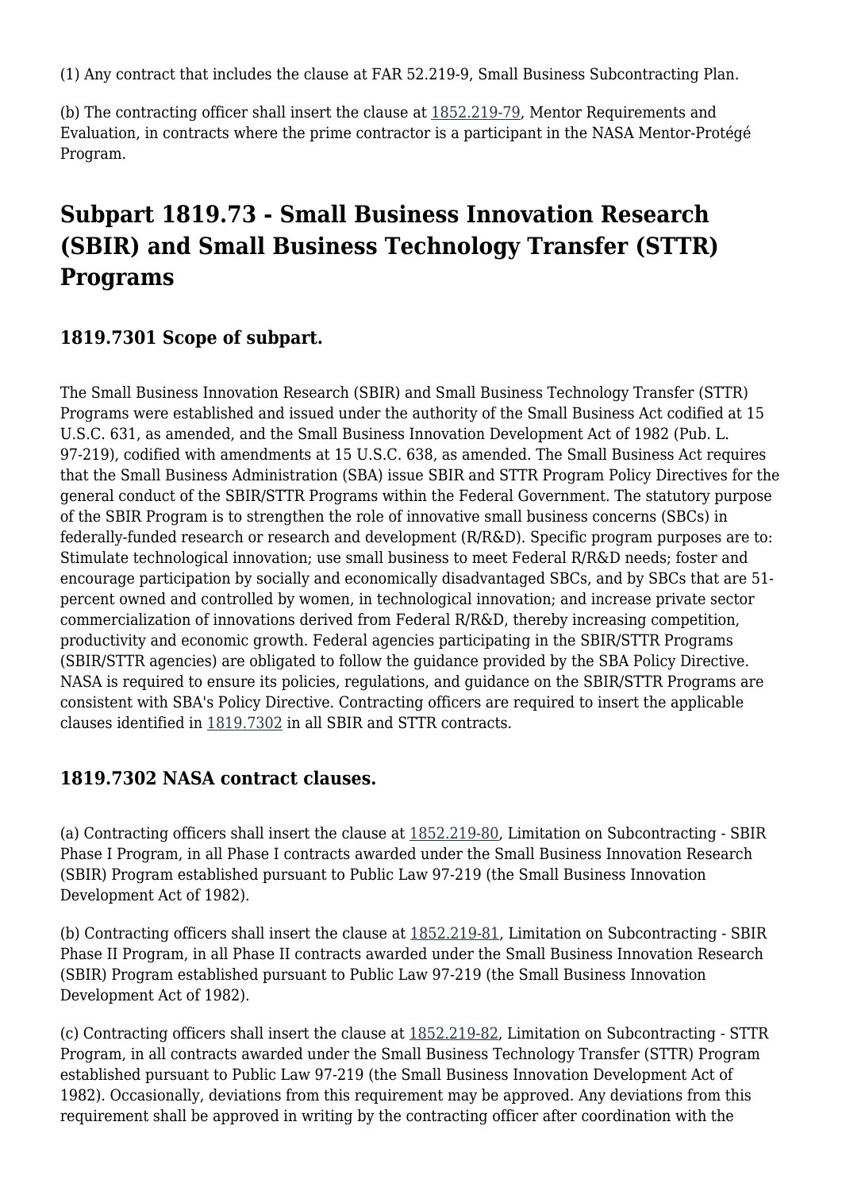(1) Any contract that includes the clause at FAR 52.219-9, Small Business Subcontracting Plan.

(b) The contracting officer shall insert the clause at 1852.219-79, Mentor Requirements and Evaluation, in contracts where the prime contractor is a participant in the NASA Mentor-Protégé Program.

## Subpart 1819.73 - Small Business Innovation Research (SBIR) and Small Business Technology Transfer (STTR) Programs

### 1819.7301 Scope of subpart.

The Small Business Innovation Research (SBIR) and Small Business Technology Transfer (STTR) Programs were established and issued under the authority of the Small Business Act codified at 15 U.S.C. 631, as amended, and the Small Business Innovation Development Act of 1982 (Pub. L. 97-219), codified with amendments at 15 U.S.C. 638, as amended. The Small Business Act requires that the Small Business Administration (SBA) issue SBIR and STTR Program Policy Directives for the general conduct of the SBIR/STTR Programs within the Federal Government. The statutory purpose of the SBIR Program is to strengthen the role of innovative small business concerns (SBCs) in federally-funded research or research and development (R/R&D). Specific program purposes are to: Stimulate technological innovation; use small business to meet Federal R/R&D needs; foster and encourage participation by socially and economically disadvantaged SBCs, and by SBCs that are 51-percent owned and controlled by women, in technological innovation; and increase private sector commercialization of innovations derived from Federal R/R&D, thereby increasing competition, productivity and economic growth. Federal agencies participating in the SBIR/STTR Programs (SBIR/STTR agencies) are obligated to follow the guidance provided by the SBA Policy Directive. NASA is required to ensure its policies, regulations, and guidance on the SBIR/STTR Programs are consistent with SBA's Policy Directive. Contracting officers are required to insert the applicable clauses identified in 1819.7302 in all SBIR and STTR contracts.

### 1819.7302 NASA contract clauses.

(a) Contracting officers shall insert the clause at 1852.219-80, Limitation on Subcontracting - SBIR Phase I Program, in all Phase I contracts awarded under the Small Business Innovation Research (SBIR) Program established pursuant to Public Law 97-219 (the Small Business Innovation Development Act of 1982).

(b) Contracting officers shall insert the clause at 1852.219-81, Limitation on Subcontracting - SBIR Phase II Program, in all Phase II contracts awarded under the Small Business Innovation Research (SBIR) Program established pursuant to Public Law 97-219 (the Small Business Innovation Development Act of 1982).

(c) Contracting officers shall insert the clause at 1852.219-82, Limitation on Subcontracting - STTR Program, in all contracts awarded under the Small Business Technology Transfer (STTR) Program established pursuant to Public Law 97-219 (the Small Business Innovation Development Act of 1982). Occasionally, deviations from this requirement may be approved. Any deviations from this requirement shall be approved in writing by the contracting officer after coordination with the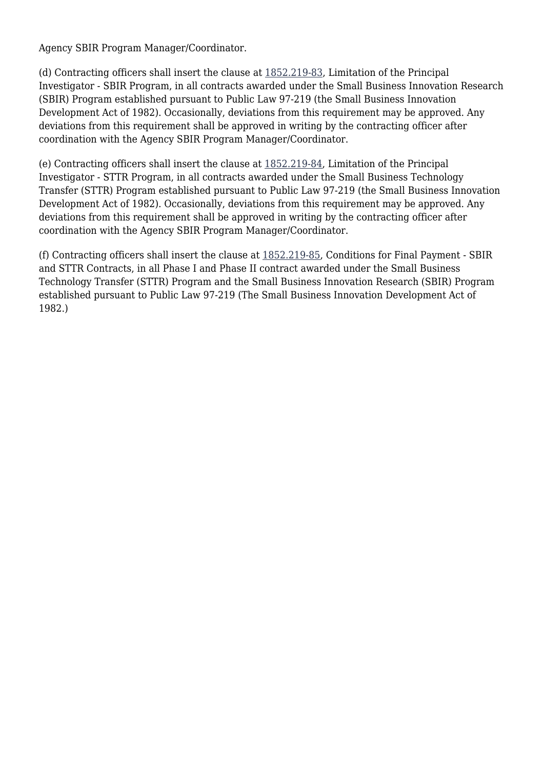Agency SBIR Program Manager/Coordinator.

(d) Contracting officers shall insert the clause at 1852.219-83, Limitation of the Principal Investigator - SBIR Program, in all contracts awarded under the Small Business Innovation Research (SBIR) Program established pursuant to Public Law 97-219 (the Small Business Innovation Development Act of 1982). Occasionally, deviations from this requirement may be approved. Any deviations from this requirement shall be approved in writing by the contracting officer after coordination with the Agency SBIR Program Manager/Coordinator.

(e) Contracting officers shall insert the clause at 1852.219-84, Limitation of the Principal Investigator - STTR Program, in all contracts awarded under the Small Business Technology Transfer (STTR) Program established pursuant to Public Law 97-219 (the Small Business Innovation Development Act of 1982). Occasionally, deviations from this requirement may be approved. Any deviations from this requirement shall be approved in writing by the contracting officer after coordination with the Agency SBIR Program Manager/Coordinator.

(f) Contracting officers shall insert the clause at 1852.219-85, Conditions for Final Payment - SBIR and STTR Contracts, in all Phase I and Phase II contract awarded under the Small Business Technology Transfer (STTR) Program and the Small Business Innovation Research (SBIR) Program established pursuant to Public Law 97-219 (The Small Business Innovation Development Act of 1982.)